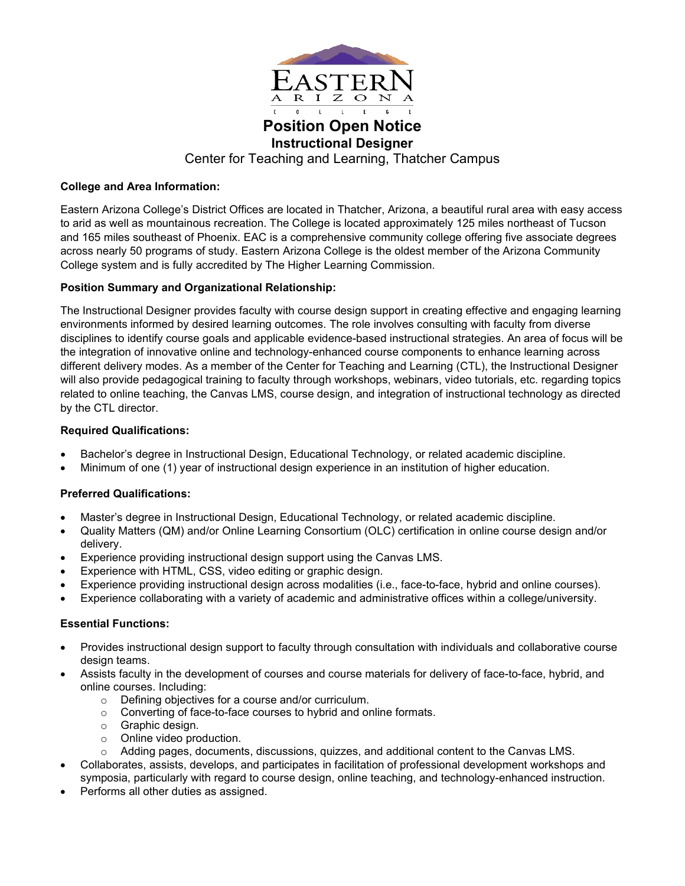Eastern Arizona College

# Position Open Notice

## Instructional Designer

Center for Teaching and Learning, Thatcher Campus

**College and Area Information:**

Eastern Arizona College's District Offices are located in Thatcher, Arizona, a beautiful rural area with easy access to arid as well as mountainous recreation. The College is located approximately 125 miles northeast of Tucson and 165 miles southeast of Phoenix. EAC is a comprehensive community college offering five associate degrees across nearly 50 programs of study. Eastern Arizona College is the oldest member of the Arizona Community College system and is fully accredited by The Higher Learning Commission.

**Position Summary and Organizational Relationship:**

The Instructional Designer provides faculty with course design support in creating effective and engaging learning environments informed by desired learning outcomes. The role involves consulting with faculty from diverse disciplines to identify course goals and applicable evidence-based instructional strategies. An area of focus will be the integration of innovative online and technology-enhanced course components to enhance learning across different delivery modes. As a member of the Center for Teaching and Learning (CTL), the Instructional Designer will also provide pedagogical training to faculty through workshops, webinars, video tutorials, etc. regarding topics related to online teaching, the Canvas LMS, course design, and integration of instructional technology as directed by the CTL director.

**Required Qualifications:**

- Bachelor's degree in Instructional Design, Educational Technology, or related academic discipline.
- Minimum of one (1) year of instructional design experience in an institution of higher education.

**Preferred Qualifications:**

- Master's degree in Instructional Design, Educational Technology, or related academic discipline.
- Quality Matters (QM) and/or Online Learning Consortium (OLC) certification in online course design and/or delivery.
- Experience providing instructional design support using the Canvas LMS.
- Experience with HTML, CSS, video editing or graphic design.
- Experience providing instructional design across modalities (i.e., face-to-face, hybrid and online courses).
- Experience collaborating with a variety of academic and administrative offices within a college/university.

**Essential Functions:**

- Provides instructional design support to faculty through consultation with individuals and collaborative course design teams.
- Assists faculty in the development of courses and course materials for delivery of face-to-face, hybrid, and online courses. Including:
  - Defining objectives for a course and/or curriculum.
  - Converting of face-to-face courses to hybrid and online formats.
  - Graphic design.
  - Online video production.
  - Adding pages, documents, discussions, quizzes, and additional content to the Canvas LMS.
- Collaborates, assists, develops, and participates in facilitation of professional development workshops and symposia, particularly with regard to course design, online teaching, and technology-enhanced instruction.
- Performs all other duties as assigned.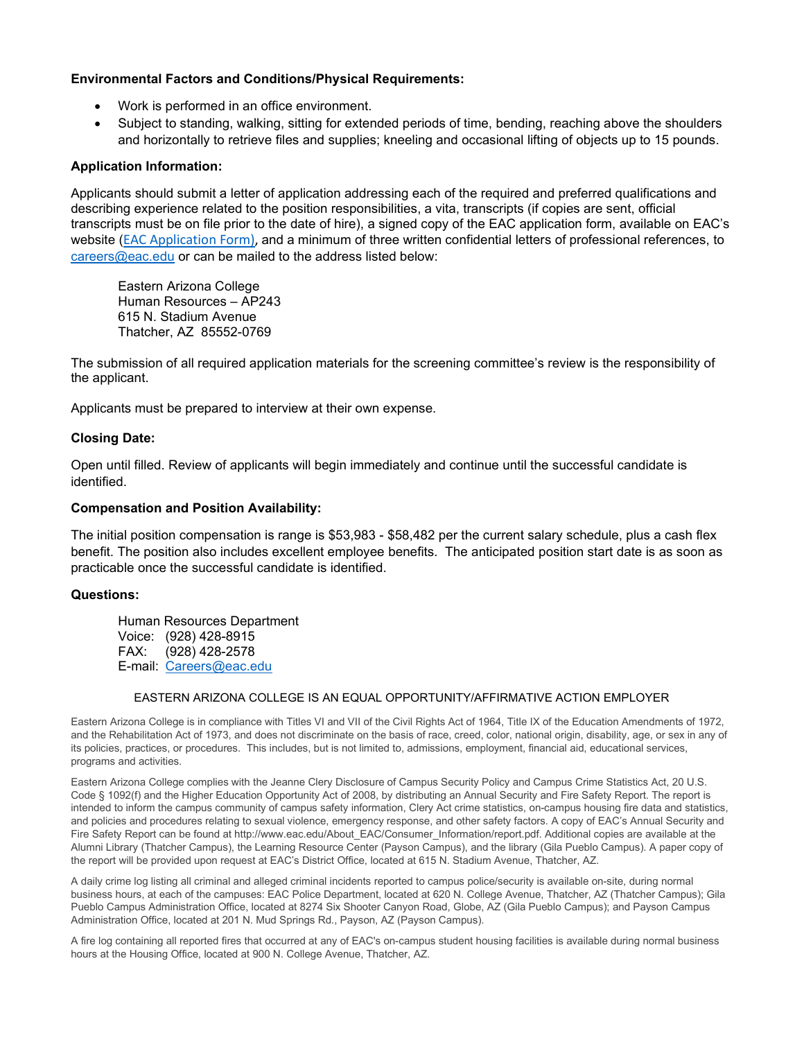**Environmental Factors and Conditions/Physical Requirements:**

- Work is performed in an office environment.
- Subject to standing, walking, sitting for extended periods of time, bending, reaching above the shoulders and horizontally to retrieve files and supplies; kneeling and occasional lifting of objects up to 15 pounds.

**Application Information:**

Applicants should submit a letter of application addressing each of the required and preferred qualifications and describing experience related to the position responsibilities, a vita, transcripts (if copies are sent, official transcripts must be on file prior to the date of hire), a signed copy of the EAC application form, available on EAC's website (EAC Application Form), and a minimum of three written confidential letters of professional references, to careers@eac.edu or can be mailed to the address listed below:

Eastern Arizona College
Human Resources – AP243
615 N. Stadium Avenue
Thatcher, AZ 85552-0769

The submission of all required application materials for the screening committee's review is the responsibility of the applicant.

Applicants must be prepared to interview at their own expense.

**Closing Date:**

Open until filled. Review of applicants will begin immediately and continue until the successful candidate is identified.

**Compensation and Position Availability:**

The initial position compensation is range is $53,983 - $58,482 per the current salary schedule, plus a cash flex benefit. The position also includes excellent employee benefits. The anticipated position start date is as soon as practicable once the successful candidate is identified.

**Questions:**

Human Resources Department
Voice: (928) 428-8915
FAX: (928) 428-2578
E-mail: Careers@eac.edu

EASTERN ARIZONA COLLEGE IS AN EQUAL OPPORTUNITY/AFFIRMATIVE ACTION EMPLOYER

Eastern Arizona College is in compliance with Titles VI and VII of the Civil Rights Act of 1964, Title IX of the Education Amendments of 1972, and the Rehabilitation Act of 1973, and does not discriminate on the basis of race, creed, color, national origin, disability, age, or sex in any of its policies, practices, or procedures. This includes, but is not limited to, admissions, employment, financial aid, educational services, programs and activities.

Eastern Arizona College complies with the Jeanne Clery Disclosure of Campus Security Policy and Campus Crime Statistics Act, 20 U.S. Code § 1092(f) and the Higher Education Opportunity Act of 2008, by distributing an Annual Security and Fire Safety Report. The report is intended to inform the campus community of campus safety information, Clery Act crime statistics, on-campus housing fire data and statistics, and policies and procedures relating to sexual violence, emergency response, and other safety factors. A copy of EAC's Annual Security and Fire Safety Report can be found at http://www.eac.edu/About_EAC/Consumer_Information/report.pdf. Additional copies are available at the Alumni Library (Thatcher Campus), the Learning Resource Center (Payson Campus), and the library (Gila Pueblo Campus). A paper copy of the report will be provided upon request at EAC's District Office, located at 615 N. Stadium Avenue, Thatcher, AZ.

A daily crime log listing all criminal and alleged criminal incidents reported to campus police/security is available on-site, during normal business hours, at each of the campuses: EAC Police Department, located at 620 N. College Avenue, Thatcher, AZ (Thatcher Campus); Gila Pueblo Campus Administration Office, located at 8274 Six Shooter Canyon Road, Globe, AZ (Gila Pueblo Campus); and Payson Campus Administration Office, located at 201 N. Mud Springs Rd., Payson, AZ (Payson Campus).

A fire log containing all reported fires that occurred at any of EAC's on-campus student housing facilities is available during normal business hours at the Housing Office, located at 900 N. College Avenue, Thatcher, AZ.